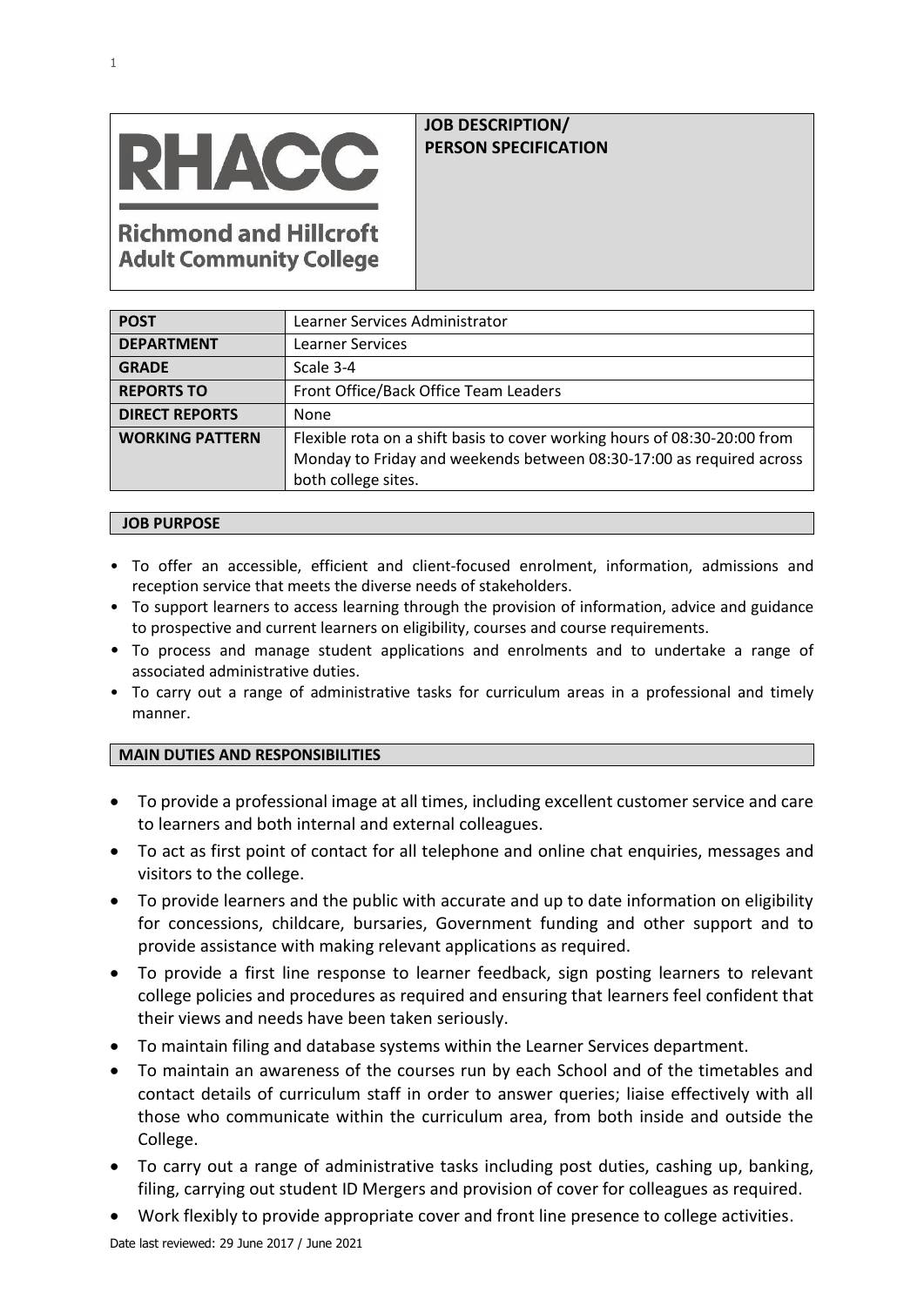**RHACC**

**Richmond and Hillcroft Adult Community College**

**JOB DESCRIPTION/ PERSON SPECIFICATION**

| **POST** | Learner Services Administrator |
|---|---|
| **DEPARTMENT** | Learner Services |
| **GRADE** | Scale 3-4 |
| **REPORTS TO** | Front Office/Back Office Team Leaders |
| **DIRECT REPORTS** | None |
| **WORKING PATTERN** | Flexible rota on a shift basis to cover working hours of 08:30-20:00 from Monday to Friday and weekends between 08:30-17:00 as required across both college sites. |

## JOB PURPOSE

- To offer an accessible, efficient and client-focused enrolment, information, admissions and reception service that meets the diverse needs of stakeholders.
- To support learners to access learning through the provision of information, advice and guidance to prospective and current learners on eligibility, courses and course requirements.
- To process and manage student applications and enrolments and to undertake a range of associated administrative duties.
- To carry out a range of administrative tasks for curriculum areas in a professional and timely manner.

## MAIN DUTIES AND RESPONSIBILITIES

- To provide a professional image at all times, including excellent customer service and care to learners and both internal and external colleagues.
- To act as first point of contact for all telephone and online chat enquiries, messages and visitors to the college.
- To provide learners and the public with accurate and up to date information on eligibility for concessions, childcare, bursaries, Government funding and other support and to provide assistance with making relevant applications as required.
- To provide a first line response to learner feedback, sign posting learners to relevant college policies and procedures as required and ensuring that learners feel confident that their views and needs have been taken seriously.
- To maintain filing and database systems within the Learner Services department.
- To maintain an awareness of the courses run by each School and of the timetables and contact details of curriculum staff in order to answer queries; liaise effectively with all those who communicate within the curriculum area, from both inside and outside the College.
- To carry out a range of administrative tasks including post duties, cashing up, banking, filing, carrying out student ID Mergers and provision of cover for colleagues as required.
- Work flexibly to provide appropriate cover and front line presence to college activities.

Date last reviewed: 29 June 2017 / June 2021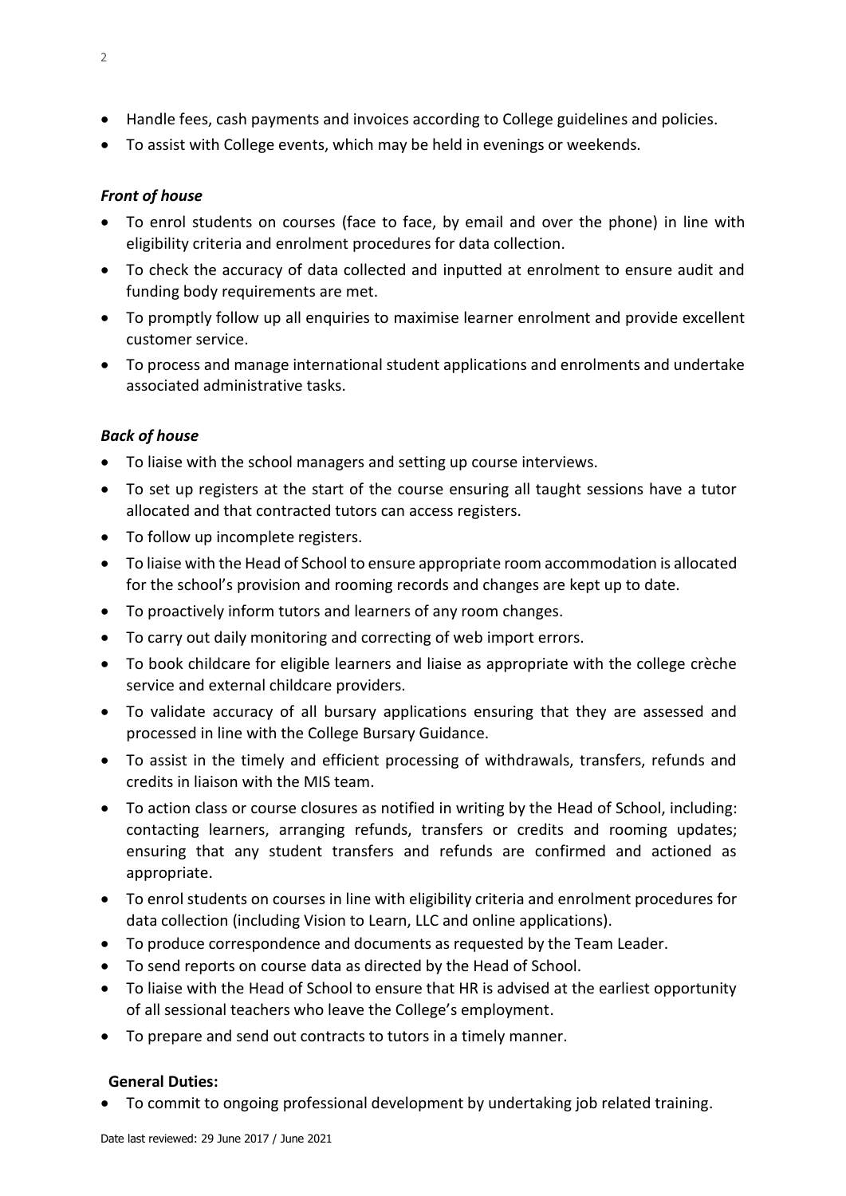- Handle fees, cash payments and invoices according to College guidelines and policies.
- To assist with College events, which may be held in evenings or weekends.

***Front of house***

- To enrol students on courses (face to face, by email and over the phone) in line with eligibility criteria and enrolment procedures for data collection.
- To check the accuracy of data collected and inputted at enrolment to ensure audit and funding body requirements are met.
- To promptly follow up all enquiries to maximise learner enrolment and provide excellent customer service.
- To process and manage international student applications and enrolments and undertake associated administrative tasks.

***Back of house***

- To liaise with the school managers and setting up course interviews.
- To set up registers at the start of the course ensuring all taught sessions have a tutor allocated and that contracted tutors can access registers.
- To follow up incomplete registers.
- To liaise with the Head of School to ensure appropriate room accommodation is allocated for the school's provision and rooming records and changes are kept up to date.
- To proactively inform tutors and learners of any room changes.
- To carry out daily monitoring and correcting of web import errors.
- To book childcare for eligible learners and liaise as appropriate with the college crèche service and external childcare providers.
- To validate accuracy of all bursary applications ensuring that they are assessed and processed in line with the College Bursary Guidance.
- To assist in the timely and efficient processing of withdrawals, transfers, refunds and credits in liaison with the MIS team.
- To action class or course closures as notified in writing by the Head of School, including: contacting learners, arranging refunds, transfers or credits and rooming updates; ensuring that any student transfers and refunds are confirmed and actioned as appropriate.
- To enrol students on courses in line with eligibility criteria and enrolment procedures for data collection (including Vision to Learn, LLC and online applications).
- To produce correspondence and documents as requested by the Team Leader.
- To send reports on course data as directed by the Head of School.
- To liaise with the Head of School to ensure that HR is advised at the earliest opportunity of all sessional teachers who leave the College's employment.
- To prepare and send out contracts to tutors in a timely manner.

**General Duties:**

- To commit to ongoing professional development by undertaking job related training.

Date last reviewed: 29 June 2017 / June 2021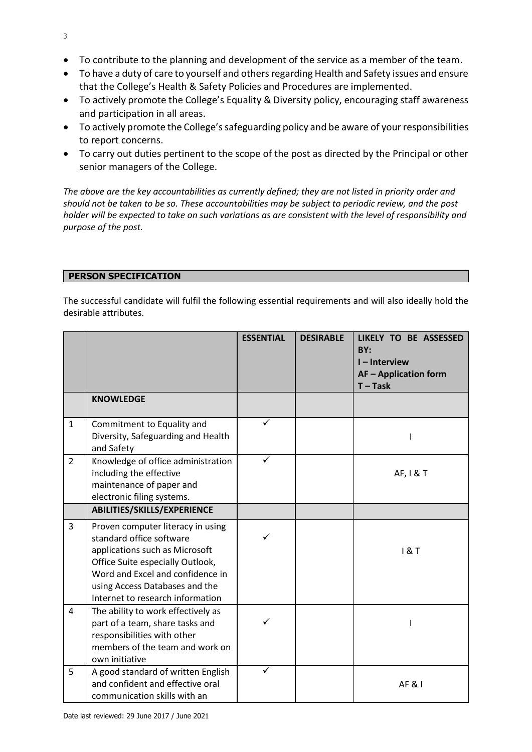- To contribute to the planning and development of the service as a member of the team.
- To have a duty of care to yourself and others regarding Health and Safety issues and ensure that the College's Health & Safety Policies and Procedures are implemented.
- To actively promote the College's Equality & Diversity policy, encouraging staff awareness and participation in all areas.
- To actively promote the College's safeguarding policy and be aware of your responsibilities to report concerns.
- To carry out duties pertinent to the scope of the post as directed by the Principal or other senior managers of the College.

*The above are the key accountabilities as currently defined; they are not listed in priority order and should not be taken to be so. These accountabilities may be subject to periodic review, and the post holder will be expected to take on such variations as are consistent with the level of responsibility and purpose of the post.*

## PERSON SPECIFICATION

The successful candidate will fulfil the following essential requirements and will also ideally hold the desirable attributes.

| | | ESSENTIAL | DESIRABLE | LIKELY TO BE ASSESSED BY:<br>I – Interview<br>AF – Application form<br>T – Task |
|---|---|---|---|---|
| | **KNOWLEDGE** | | | |
| 1 | Commitment to Equality and Diversity, Safeguarding and Health and Safety | ✓ | | I |
| 2 | Knowledge of office administration including the effective maintenance of paper and electronic filing systems. | ✓ | | AF, I & T |
| | **ABILITIES/SKILLS/EXPERIENCE** | | | |
| 3 | Proven computer literacy in using standard office software applications such as Microsoft Office Suite especially Outlook, Word and Excel and confidence in using Access Databases and the Internet to research information | ✓ | | I & T |
| 4 | The ability to work effectively as part of a team, share tasks and responsibilities with other members of the team and work on own initiative | ✓ | | I |
| 5 | A good standard of written English and confident and effective oral communication skills with an | ✓ | | AF & I |

Date last reviewed: 29 June 2017 / June 2021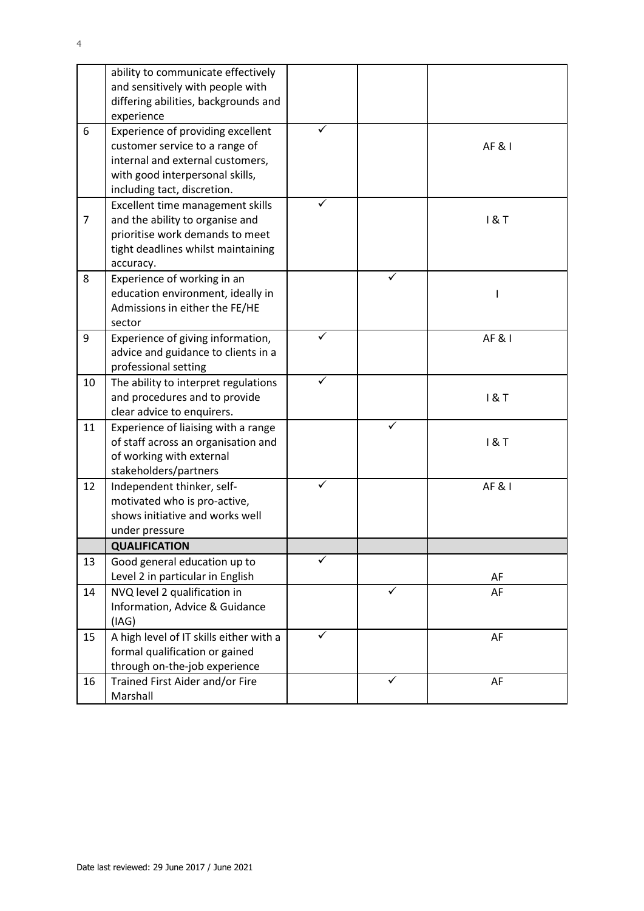| | | | | |
|---|---|---|---|---|
| | ability to communicate effectively and sensitively with people with differing abilities, backgrounds and experience | | | |
| 6 | Experience of providing excellent customer service to a range of internal and external customers, with good interpersonal skills, including tact, discretion. | ✓ | | AF & I |
| 7 | Excellent time management skills and the ability to organise and prioritise work demands to meet tight deadlines whilst maintaining accuracy. | ✓ | | I & T |
| 8 | Experience of working in an education environment, ideally in Admissions in either the FE/HE sector | | ✓ | I |
| 9 | Experience of giving information, advice and guidance to clients in a professional setting | ✓ | | AF & I |
| 10 | The ability to interpret regulations and procedures and to provide clear advice to enquirers. | ✓ | | I & T |
| 11 | Experience of liaising with a range of staff across an organisation and of working with external stakeholders/partners | | ✓ | I & T |
| 12 | Independent thinker, self-motivated who is pro-active, shows initiative and works well under pressure | ✓ | | AF & I |
| | **QUALIFICATION** | | | |
| 13 | Good general education up to Level 2 in particular in English | ✓ | | AF |
| 14 | NVQ level 2 qualification in Information, Advice & Guidance (IAG) | | ✓ | AF |
| 15 | A high level of IT skills either with a formal qualification or gained through on-the-job experience | ✓ | | AF |
| 16 | Trained First Aider and/or Fire Marshall | | ✓ | AF |

Date last reviewed: 29 June 2017 / June 2021